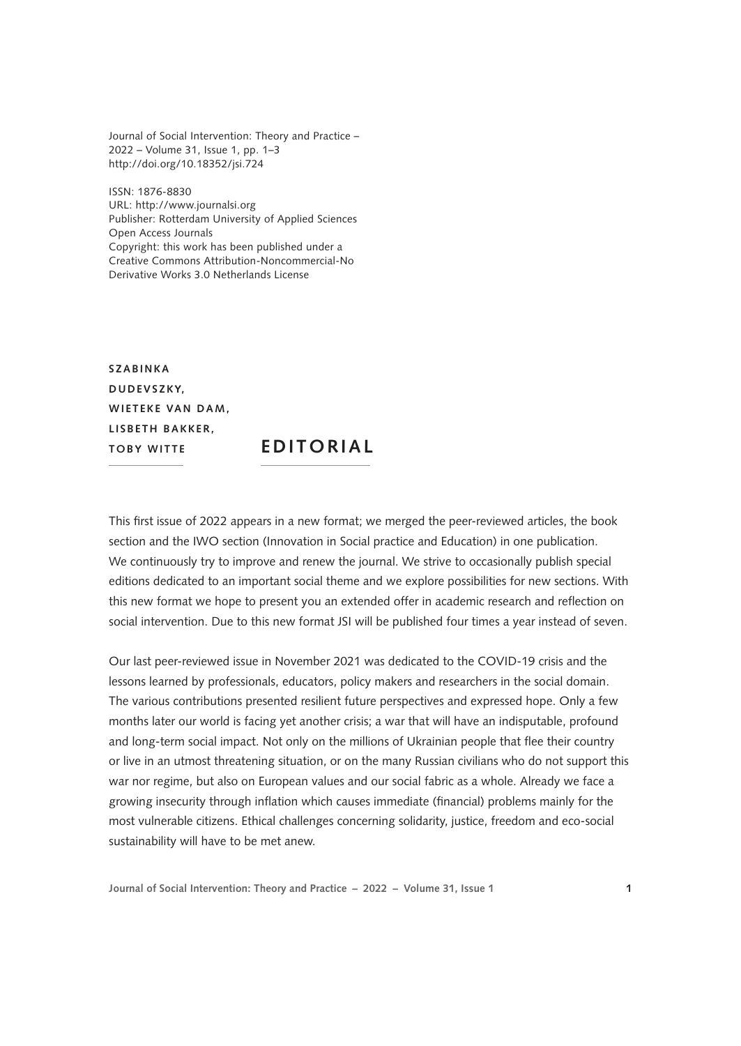Journal of Social Intervention: Theory and Practice –
2022 – Volume 31, Issue 1, pp. 1–3
http://doi.org/10.18352/jsi.724

ISSN: 1876-8830
URL: http://www.journalsi.org
Publisher: Rotterdam University of Applied Sciences
Open Access Journals
Copyright: this work has been published under a
Creative Commons Attribution-Noncommercial-No
Derivative Works 3.0 Netherlands License

**SZABINKA DUDEVSZKY, WIETEKE VAN DAM, LISBETH BAKKER, TOBY WITTE**

# EDITORIAL

This first issue of 2022 appears in a new format; we merged the peer-reviewed articles, the book section and the IWO section (Innovation in Social practice and Education) in one publication. We continuously try to improve and renew the journal. We strive to occasionally publish special editions dedicated to an important social theme and we explore possibilities for new sections. With this new format we hope to present you an extended offer in academic research and reflection on social intervention. Due to this new format JSI will be published four times a year instead of seven.

Our last peer-reviewed issue in November 2021 was dedicated to the COVID-19 crisis and the lessons learned by professionals, educators, policy makers and researchers in the social domain. The various contributions presented resilient future perspectives and expressed hope. Only a few months later our world is facing yet another crisis; a war that will have an indisputable, profound and long-term social impact. Not only on the millions of Ukrainian people that flee their country or live in an utmost threatening situation, or on the many Russian civilians who do not support this war nor regime, but also on European values and our social fabric as a whole. Already we face a growing insecurity through inflation which causes immediate (financial) problems mainly for the most vulnerable citizens. Ethical challenges concerning solidarity, justice, freedom and eco-social sustainability will have to be met anew.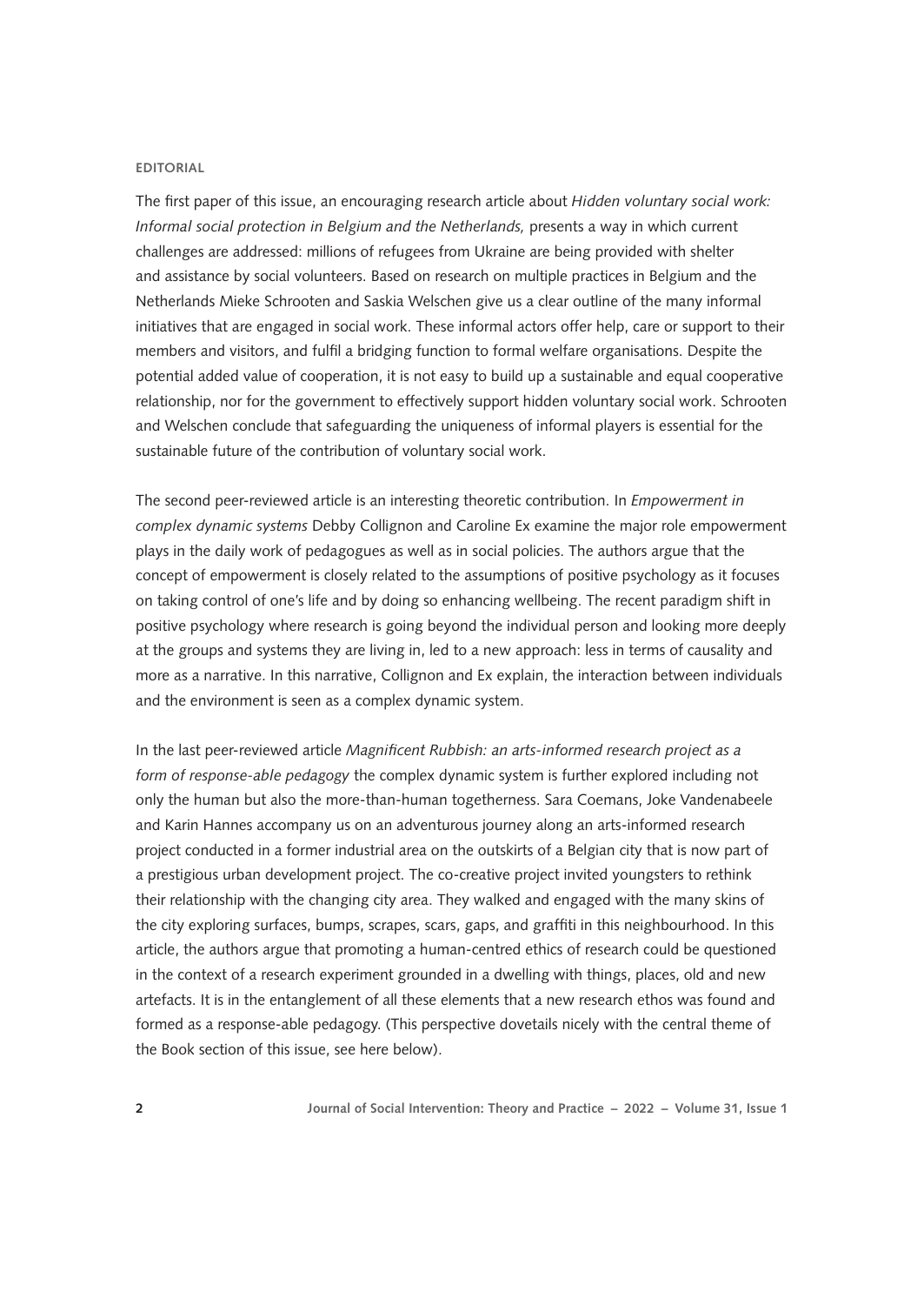EDITORIAL

The first paper of this issue, an encouraging research article about *Hidden voluntary social work: Informal social protection in Belgium and the Netherlands,* presents a way in which current challenges are addressed: millions of refugees from Ukraine are being provided with shelter and assistance by social volunteers. Based on research on multiple practices in Belgium and the Netherlands Mieke Schrooten and Saskia Welschen give us a clear outline of the many informal initiatives that are engaged in social work. These informal actors offer help, care or support to their members and visitors, and fulfil a bridging function to formal welfare organisations. Despite the potential added value of cooperation, it is not easy to build up a sustainable and equal cooperative relationship, nor for the government to effectively support hidden voluntary social work. Schrooten and Welschen conclude that safeguarding the uniqueness of informal players is essential for the sustainable future of the contribution of voluntary social work.

The second peer-reviewed article is an interesting theoretic contribution. In *Empowerment in complex dynamic systems* Debby Collignon and Caroline Ex examine the major role empowerment plays in the daily work of pedagogues as well as in social policies. The authors argue that the concept of empowerment is closely related to the assumptions of positive psychology as it focuses on taking control of one's life and by doing so enhancing wellbeing. The recent paradigm shift in positive psychology where research is going beyond the individual person and looking more deeply at the groups and systems they are living in, led to a new approach: less in terms of causality and more as a narrative. In this narrative, Collignon and Ex explain, the interaction between individuals and the environment is seen as a complex dynamic system.

In the last peer-reviewed article *Magnificent Rubbish: an arts-informed research project as a form of response-able pedagogy* the complex dynamic system is further explored including not only the human but also the more-than-human togetherness. Sara Coemans, Joke Vandenabeele and Karin Hannes accompany us on an adventurous journey along an arts-informed research project conducted in a former industrial area on the outskirts of a Belgian city that is now part of a prestigious urban development project. The co-creative project invited youngsters to rethink their relationship with the changing city area. They walked and engaged with the many skins of the city exploring surfaces, bumps, scrapes, scars, gaps, and graffiti in this neighbourhood. In this article, the authors argue that promoting a human-centred ethics of research could be questioned in the context of a research experiment grounded in a dwelling with things, places, old and new artefacts. It is in the entanglement of all these elements that a new research ethos was found and formed as a response-able pedagogy. (This perspective dovetails nicely with the central theme of the Book section of this issue, see here below).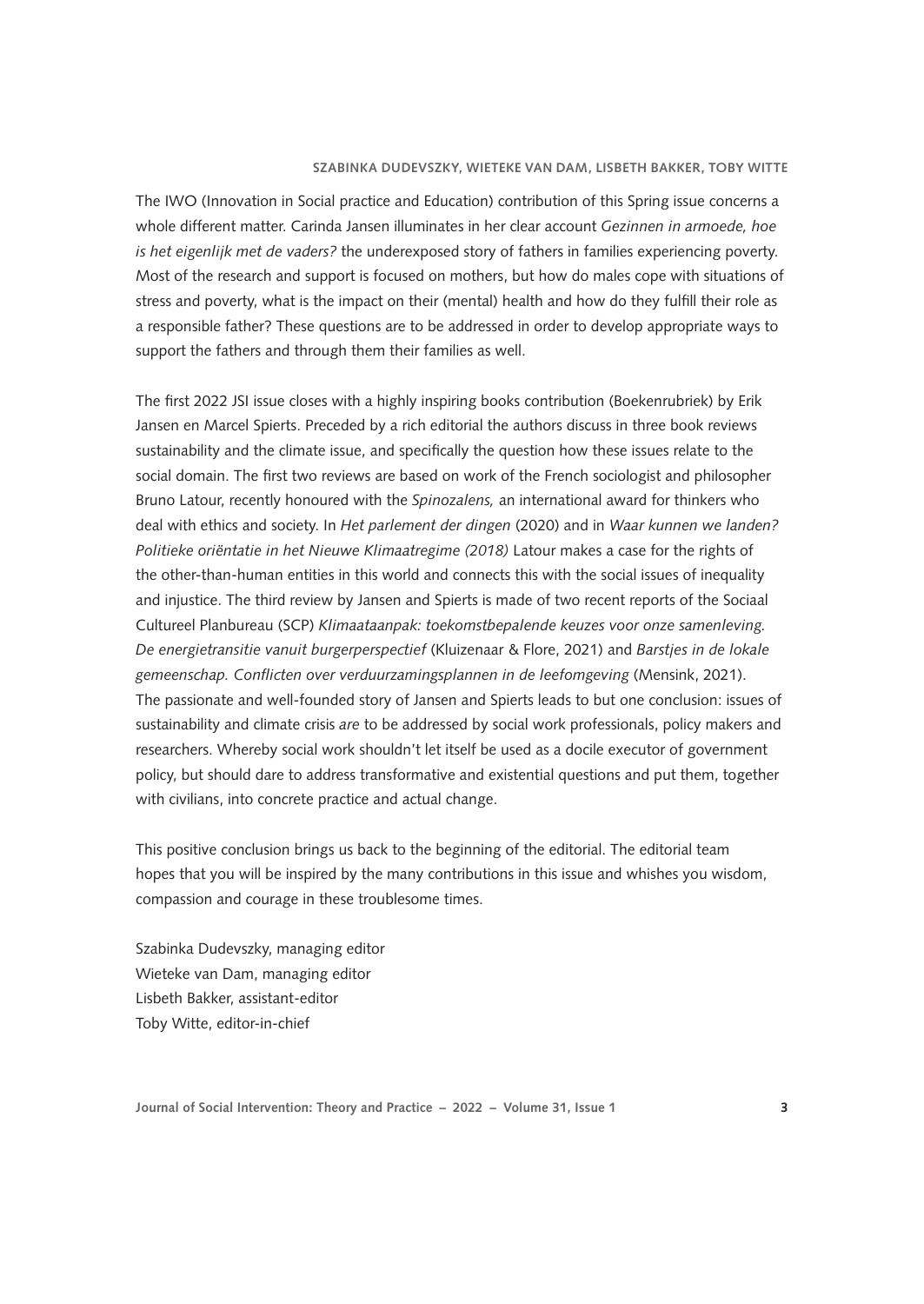The IWO (Innovation in Social practice and Education) contribution of this Spring issue concerns a whole different matter. Carinda Jansen illuminates in her clear account *Gezinnen in armoede, hoe is het eigenlijk met de vaders?* the underexposed story of fathers in families experiencing poverty. Most of the research and support is focused on mothers, but how do males cope with situations of stress and poverty, what is the impact on their (mental) health and how do they fulfill their role as a responsible father? These questions are to be addressed in order to develop appropriate ways to support the fathers and through them their families as well.

The first 2022 JSI issue closes with a highly inspiring books contribution (Boekenrubriek) by Erik Jansen en Marcel Spierts. Preceded by a rich editorial the authors discuss in three book reviews sustainability and the climate issue, and specifically the question how these issues relate to the social domain. The first two reviews are based on work of the French sociologist and philosopher Bruno Latour, recently honoured with the *Spinozalens,* an international award for thinkers who deal with ethics and society. In *Het parlement der dingen* (2020) and in *Waar kunnen we landen? Politieke oriëntatie in het Nieuwe Klimaatregime (2018)* Latour makes a case for the rights of the other-than-human entities in this world and connects this with the social issues of inequality and injustice. The third review by Jansen and Spierts is made of two recent reports of the Sociaal Cultureel Planbureau (SCP) *Klimaataanpak: toekomstbepalende keuzes voor onze samenleving. De energietransitie vanuit burgerperspectief* (Kluizenaar & Flore, 2021) and *Barstjes in de lokale gemeenschap. Conflicten over verduurzamingsplannen in de leefomgeving* (Mensink, 2021). The passionate and well-founded story of Jansen and Spierts leads to but one conclusion: issues of sustainability and climate crisis *are* to be addressed by social work professionals, policy makers and researchers. Whereby social work shouldn't let itself be used as a docile executor of government policy, but should dare to address transformative and existential questions and put them, together with civilians, into concrete practice and actual change.

This positive conclusion brings us back to the beginning of the editorial. The editorial team hopes that you will be inspired by the many contributions in this issue and whishes you wisdom, compassion and courage in these troublesome times.

Szabinka Dudevszky, managing editor
Wieteke van Dam, managing editor
Lisbeth Bakker, assistant-editor
Toby Witte, editor-in-chief